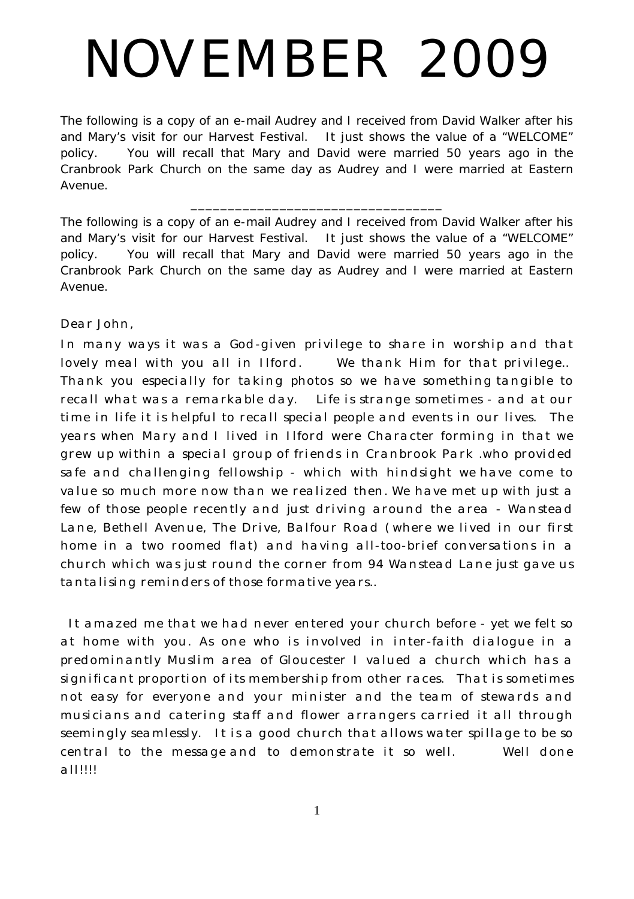# NOVEMBER 2009

The following is a copy of an e-mail Audrey and I received from David Walker after his and Mary's visit for our Harvest Festival. It just shows the value of a "WELCOME" policy. You will recall that Mary and David were married 50 years ago in the Cranbrook Park Church on the same day as Audrey and I were married at Eastern Avenue.

---

The following is a copy of an e-mail Audrey and I received from David Walker after his and Mary's visit for our Harvest Festival. It just shows the value of a "WELCOME" policy. You will recall that Mary and David were married 50 years ago in the Cranbrook Park Church on the same day as Audrey and I were married at Eastern Avenue.

Dear John,

In many ways it was a God-given privilege to share in worship and that lovely meal with you all in Ilford. We thank Him for that privilege.. Thank you especially for taking photos so we have something tangible to recall what was a remarkable day. Life is strange sometimes - and at our time in life it is helpful to recall special people and events in our lives. The years when Mary and I lived in Ilford were Character forming in that we grew up within a special group of friends in Cranbrook Park .who provided safe and challenging fellowship - which with hindsight we have come to value so much more now than we realized then. We have met up with just a few of those people recently and just driving around the area - Wanstead Lane, Bethell Avenue, The Drive, Balfour Road (where we lived in our first home in a two roomed flat) and having all-too-brief conversations in a church which was just round the corner from 94 Wanstead Lane just gave us tantalising reminders of those formative years..

It amazed me that we had never entered your church before - yet we felt so at home with you. As one who is involved in inter-faith dialogue in a predominantly Muslim area of Gloucester I valued a church which has a significant proportion of its membership from other races. That is sometimes not easy for everyone and your minister and the team of stewards and musicians and catering staff and flower arrangers carried it all through seemingly seamlessly. It is a good church that allows water spillage to be so central to the message and to demonstrate it so well. Well done all!!!!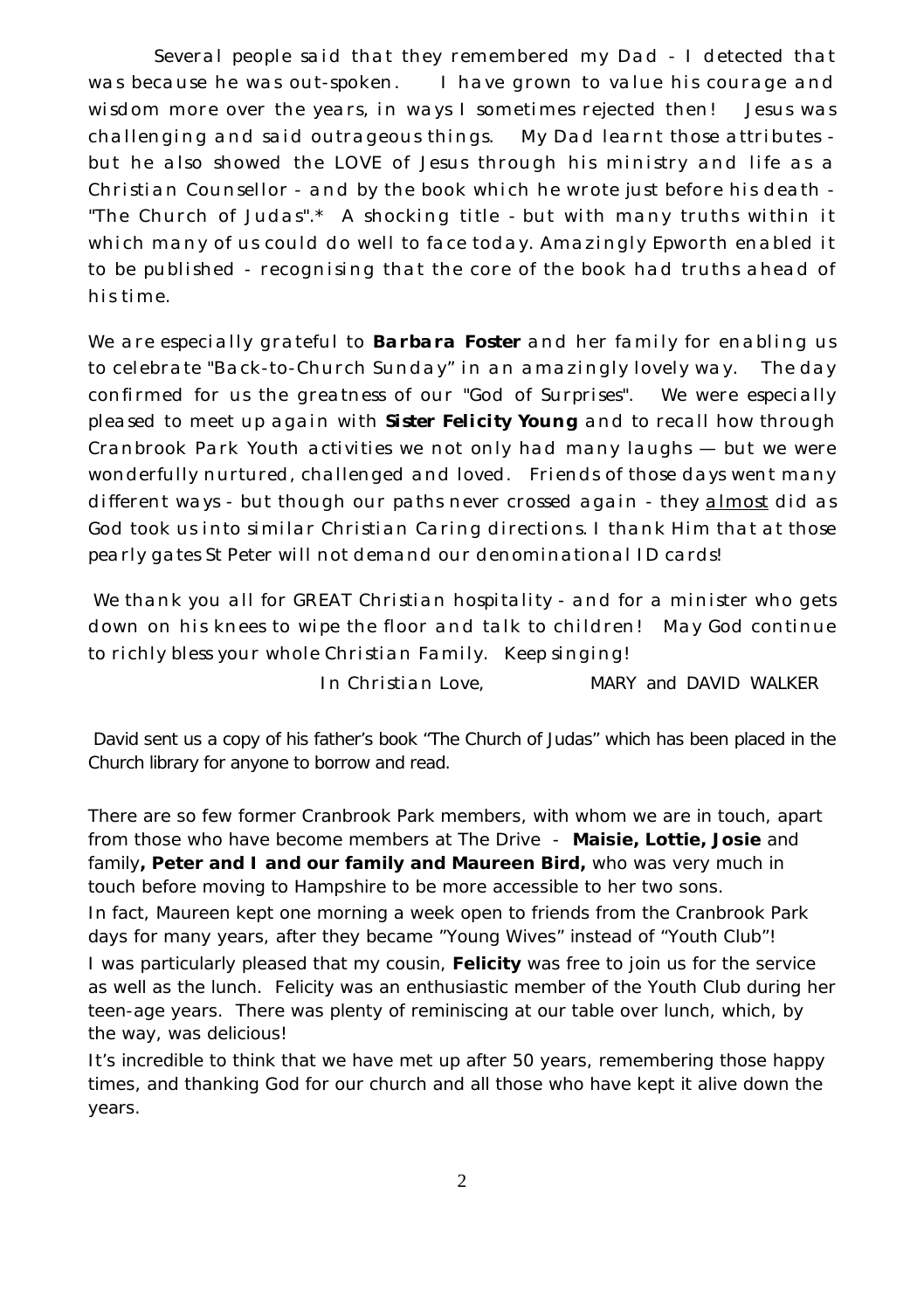Several people said that they remembered my Dad - I detected that was because he was out-spoken. I have grown to value his courage and wisdom more over the years, in ways I sometimes rejected then! Jesus was challenging and said outrageous things. My Dad learnt those attributes - but he also showed the LOVE of Jesus through his ministry and life as a Christian Counsellor - and by the book which he wrote just before his death - "The Church of Judas".* A shocking title - but with many truths within it which many of us could do well to face today. Amazingly Epworth enabled it to be published - recognising that the core of the book had truths ahead of his time.

We are especially grateful to **Barbara Foster** and her family for enabling us to celebrate "Back-to-Church Sunday" in an amazingly lovely way. The day confirmed for us the greatness of our "God of Surprises". We were especially pleased to meet up again with **Sister Felicity Young** and to recall how through Cranbrook Park Youth activities we not only had many laughs — but we were wonderfully nurtured, challenged and loved. Friends of those days went many different ways - but though our paths never crossed again - they <u>almost</u> did as God took us into similar Christian Caring directions. I thank Him that at those pearly gates St Peter will not demand our denominational ID cards!

We thank you all for GREAT Christian hospitality - and for a minister who gets down on his knees to wipe the floor and talk to children! May God continue to richly bless your whole Christian Family. Keep singing!

In Christian Love, MARY and DAVID WALKER

David sent us a copy of his father's book "The Church of Judas" which has been placed in the Church library for anyone to borrow and read.

There are so few former Cranbrook Park members, with whom we are in touch, apart from those who have become members at The Drive - **Maisie, Lottie, Josie** and family**, Peter and I and our family and Maureen Bird,** who was very much in touch before moving to Hampshire to be more accessible to her two sons.

In fact, Maureen kept one morning a week open to friends from the Cranbrook Park days for many years, after they became "Young Wives" instead of "Youth Club"!

I was particularly pleased that my cousin, **Felicity** was free to join us for the service as well as the lunch. Felicity was an enthusiastic member of the Youth Club during her teen-age years. There was plenty of reminiscing at our table over lunch, which, by the way, was delicious!

It's incredible to think that we have met up after 50 years, remembering those happy times, and thanking God for our church and all those who have kept it alive down the years.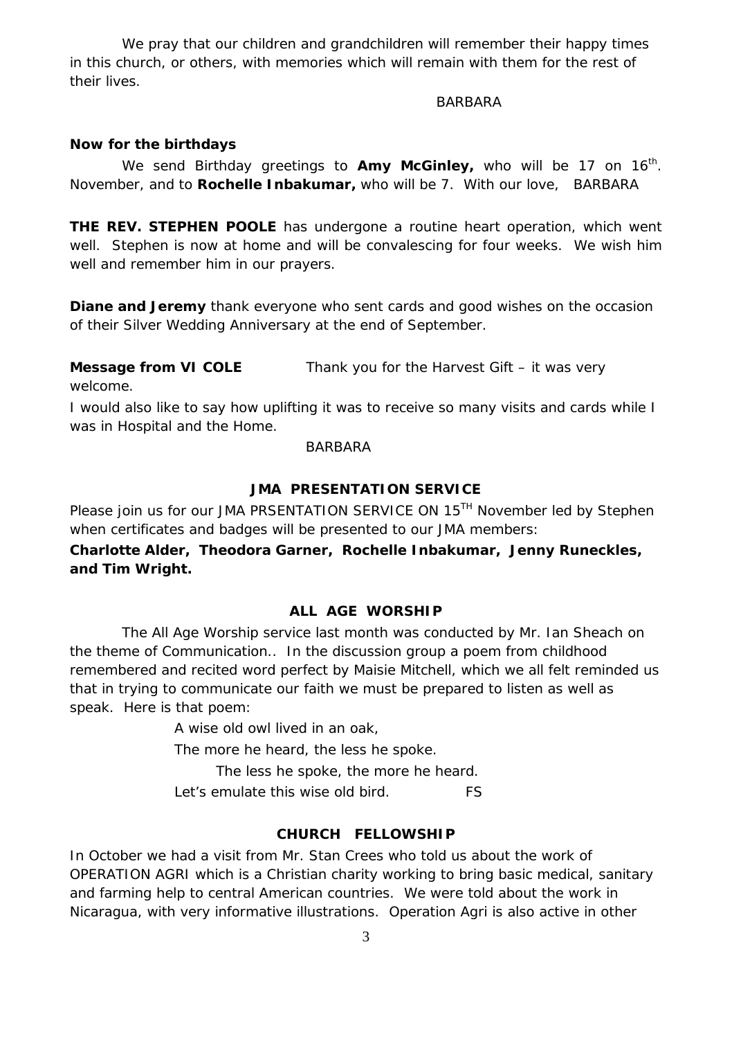We pray that our children and grandchildren will remember their happy times in this church, or others, with memories which will remain with them for the rest of their lives.

BARBARA

**Now for the birthdays**

We send Birthday greetings to **Amy McGinley,** who will be 17 on 16th. November, and to **Rochelle Inbakumar,** who will be 7. With our love, BARBARA

**THE REV. STEPHEN POOLE** has undergone a routine heart operation, which went well. Stephen is now at home and will be convalescing for four weeks. We wish him well and remember him in our prayers.

**Diane and Jeremy** thank everyone who sent cards and good wishes on the occasion of their Silver Wedding Anniversary at the end of September.

**Message from VI COLE** Thank you for the Harvest Gift – it was very welcome.

I would also like to say how uplifting it was to receive so many visits and cards while I was in Hospital and the Home.

BARBARA

## JMA PRESENTATION SERVICE

Please join us for our JMA PRSENTATION SERVICE ON 15TH November led by Stephen when certificates and badges will be presented to our JMA members:

**Charlotte Alder, Theodora Garner, Rochelle Inbakumar, Jenny Runeckles, and Tim Wright.**

## ALL AGE WORSHIP

The All Age Worship service last month was conducted by Mr. Ian Sheach on the theme of Communication.. In the discussion group a poem from childhood remembered and recited word perfect by Maisie Mitchell, which we all felt reminded us that in trying to communicate our faith we must be prepared to listen as well as speak. Here is that poem:

A wise old owl lived in an oak,
The more he heard, the less he spoke.
The less he spoke, the more he heard.
Let's emulate this wise old bird. FS

## CHURCH FELLOWSHIP

In October we had a visit from Mr. Stan Crees who told us about the work of OPERATION AGRI which is a Christian charity working to bring basic medical, sanitary and farming help to central American countries. We were told about the work in Nicaragua, with very informative illustrations. Operation Agri is also active in other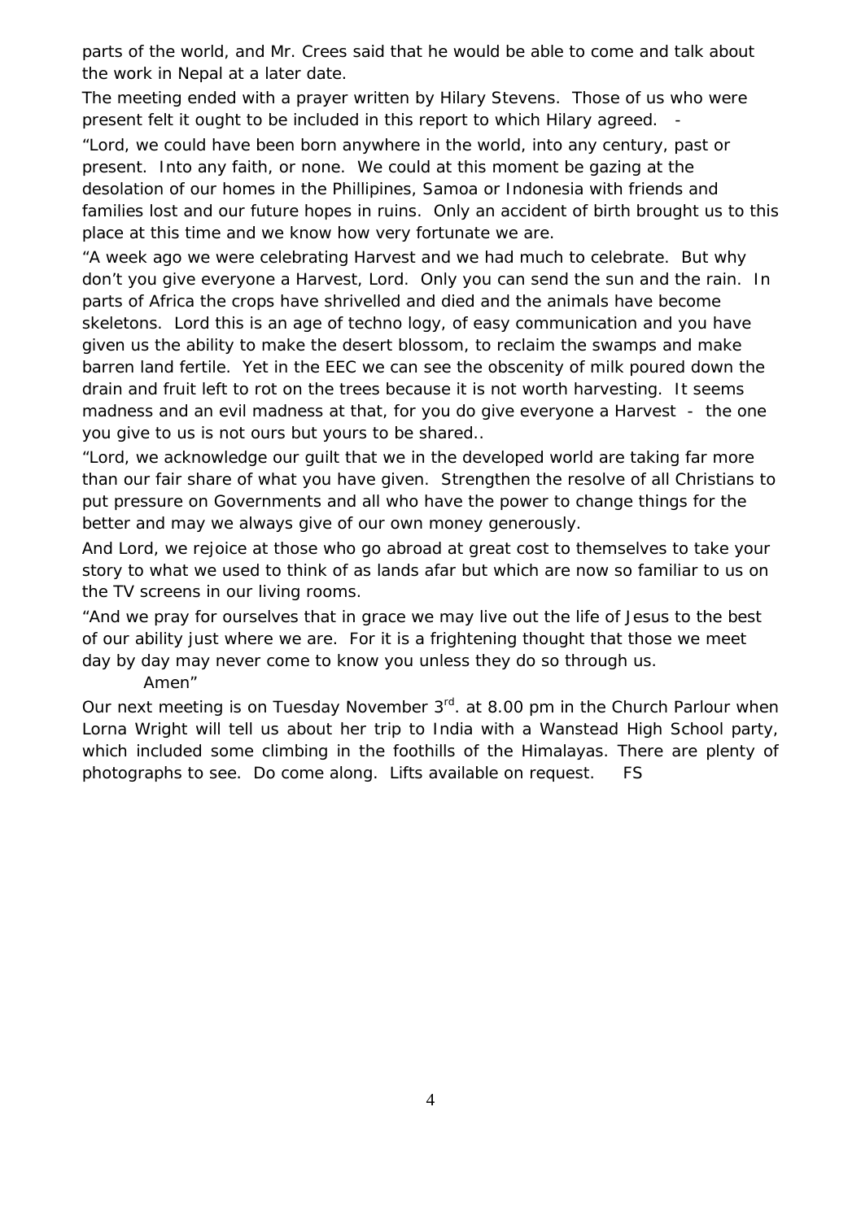parts of the world, and Mr. Crees said that he would be able to come and talk about the work in Nepal at a later date.

The meeting ended with a prayer written by Hilary Stevens. Those of us who were present felt it ought to be included in this report to which Hilary agreed. -

"Lord, we could have been born anywhere in the world, into any century, past or present. Into any faith, or none. We could at this moment be gazing at the desolation of our homes in the Phillipines, Samoa or Indonesia with friends and families lost and our future hopes in ruins. Only an accident of birth brought us to this place at this time and we know how very fortunate we are.

"A week ago we were celebrating Harvest and we had much to celebrate. But why don't you give everyone a Harvest, Lord. Only you can send the sun and the rain. In parts of Africa the crops have shrivelled and died and the animals have become skeletons. Lord this is an age of techno logy, of easy communication and you have given us the ability to make the desert blossom, to reclaim the swamps and make barren land fertile. Yet in the EEC we can see the obscenity of milk poured down the drain and fruit left to rot on the trees because it is not worth harvesting. It seems madness and an evil madness at that, for you do give everyone a Harvest - the one you give to us is not ours but yours to be shared..

"Lord, we acknowledge our guilt that we in the developed world are taking far more than our fair share of what you have given. Strengthen the resolve of all Christians to put pressure on Governments and all who have the power to change things for the better and may we always give of our own money generously.

And Lord, we rejoice at those who go abroad at great cost to themselves to take your story to what we used to think of as lands afar but which are now so familiar to us on the TV screens in our living rooms.

"And we pray for ourselves that in grace we may live out the life of Jesus to the best of our ability just where we are. For it is a frightening thought that those we meet day by day may never come to know you unless they do so through us.

Amen"

Our next meeting is on Tuesday November 3rd. at 8.00 pm in the Church Parlour when Lorna Wright will tell us about her trip to India with a Wanstead High School party, which included some climbing in the foothills of the Himalayas. There are plenty of photographs to see. Do come along. Lifts available on request. FS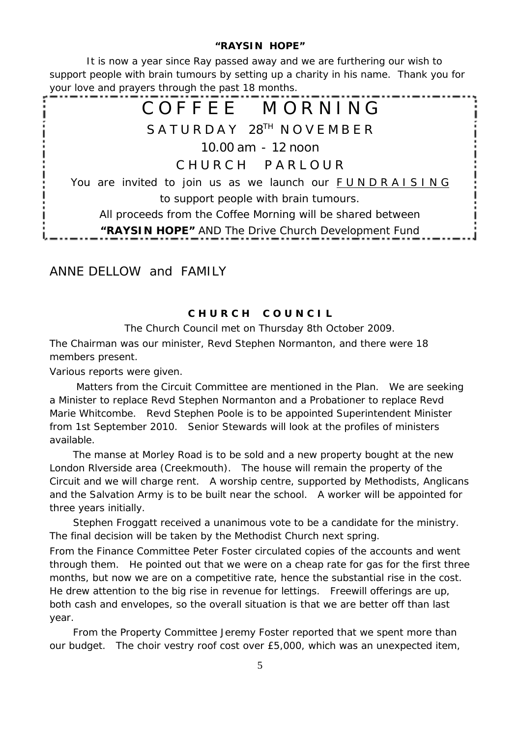**"RAYSIN HOPE"**

It is now a year since Ray passed away and we are furthering our wish to support people with brain tumours by setting up a charity in his name. Thank you for your love and prayers through the past 18 months.

## COFFEE MORNING

SATURDAY 28TH NOVEMBER

10.00 am - 12 noon

CHURCH PARLOUR

You are invited to join us as we launch our FUNDRAISING to support people with brain tumours.

All proceeds from the Coffee Morning will be shared between **"RAYSIN HOPE"** AND The Drive Church Development Fund

ANNE DELLOW and FAMILY

### CHURCH COUNCIL

The Church Council met on Thursday 8th October 2009.

The Chairman was our minister, Revd Stephen Normanton, and there were 18 members present.

Various reports were given.

Matters from the Circuit Committee are mentioned in the Plan. We are seeking a Minister to replace Revd Stephen Normanton and a Probationer to replace Revd Marie Whitcombe. Revd Stephen Poole is to be appointed Superintendent Minister from 1st September 2010. Senior Stewards will look at the profiles of ministers available.

The manse at Morley Road is to be sold and a new property bought at the new London RIverside area (Creekmouth). The house will remain the property of the Circuit and we will charge rent. A worship centre, supported by Methodists, Anglicans and the Salvation Army is to be built near the school. A worker will be appointed for three years initially.

Stephen Froggatt received a unanimous vote to be a candidate for the ministry. The final decision will be taken by the Methodist Church next spring.

From the Finance Committee Peter Foster circulated copies of the accounts and went through them. He pointed out that we were on a cheap rate for gas for the first three months, but now we are on a competitive rate, hence the substantial rise in the cost. He drew attention to the big rise in revenue for lettings. Freewill offerings are up, both cash and envelopes, so the overall situation is that we are better off than last year.

From the Property Committee Jeremy Foster reported that we spent more than our budget. The choir vestry roof cost over £5,000, which was an unexpected item,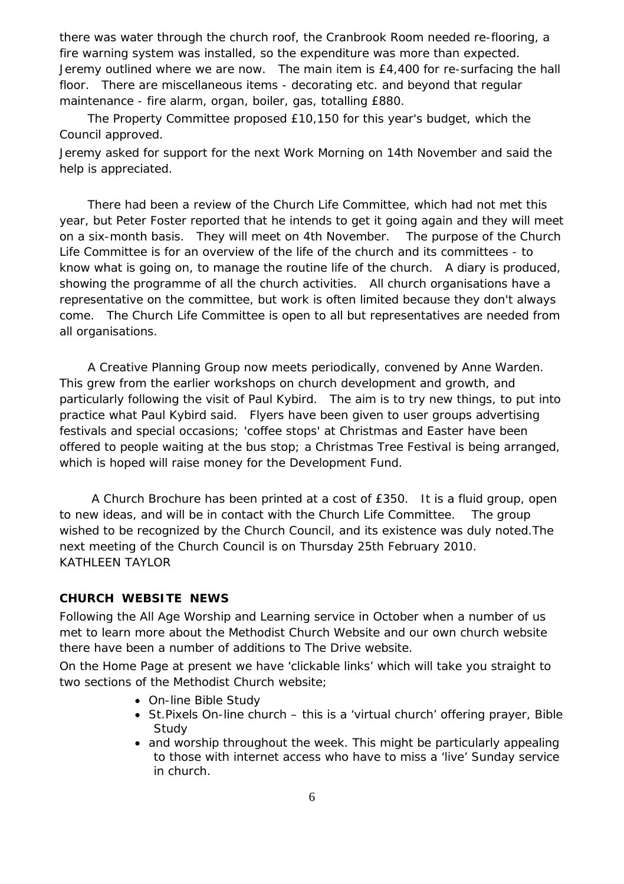there was water through the church roof, the Cranbrook Room needed re-flooring, a fire warning system was installed, so the expenditure was more than expected. Jeremy outlined where we are now. The main item is £4,400 for re-surfacing the hall floor. There are miscellaneous items - decorating etc. and beyond that regular maintenance - fire alarm, organ, boiler, gas, totalling £880.

The Property Committee proposed £10,150 for this year's budget, which the Council approved.

Jeremy asked for support for the next Work Morning on 14th November and said the help is appreciated.

There had been a review of the Church Life Committee, which had not met this year, but Peter Foster reported that he intends to get it going again and they will meet on a six-month basis. They will meet on 4th November. The purpose of the Church Life Committee is for an overview of the life of the church and its committees - to know what is going on, to manage the routine life of the church. A diary is produced, showing the programme of all the church activities. All church organisations have a representative on the committee, but work is often limited because they don't always come. The Church Life Committee is open to all but representatives are needed from all organisations.

A Creative Planning Group now meets periodically, convened by Anne Warden. This grew from the earlier workshops on church development and growth, and particularly following the visit of Paul Kybird. The aim is to try new things, to put into practice what Paul Kybird said. Flyers have been given to user groups advertising festivals and special occasions; 'coffee stops' at Christmas and Easter have been offered to people waiting at the bus stop; a Christmas Tree Festival is being arranged, which is hoped will raise money for the Development Fund.

A Church Brochure has been printed at a cost of £350. It is a fluid group, open to new ideas, and will be in contact with the Church Life Committee. The group wished to be recognized by the Church Council, and its existence was duly noted.The next meeting of the Church Council is on Thursday 25th February 2010.
KATHLEEN TAYLOR

**CHURCH WEBSITE NEWS**

Following the All Age Worship and Learning service in October when a number of us met to learn more about the Methodist Church Website and our own church website there have been a number of additions to The Drive website.

On the Home Page at present we have 'clickable links' which will take you straight to two sections of the Methodist Church website;

- On-line Bible Study
- St.Pixels On-line church – this is a 'virtual church' offering prayer, Bible Study
- and worship throughout the week. This might be particularly appealing to those with internet access who have to miss a 'live' Sunday service in church.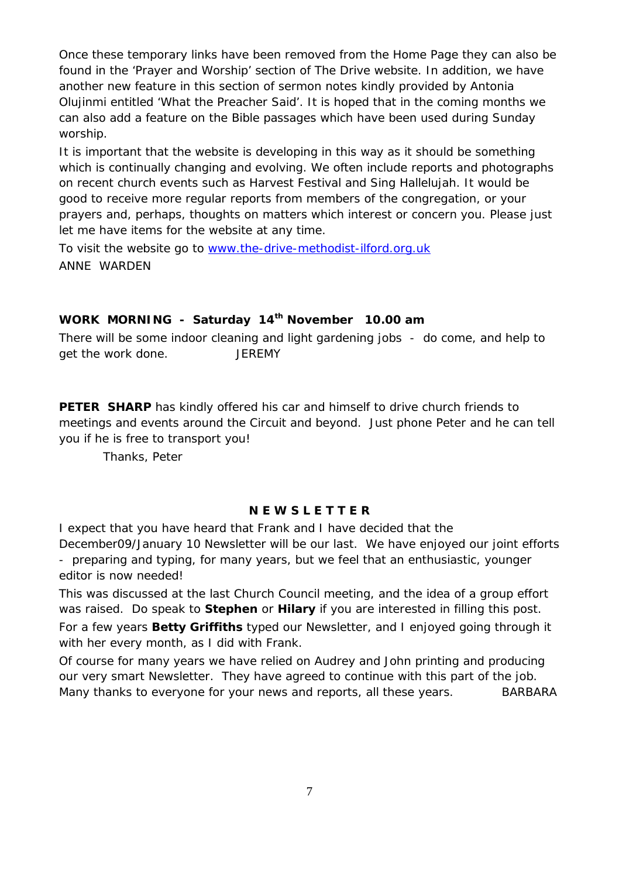Once these temporary links have been removed from the Home Page they can also be found in the 'Prayer and Worship' section of The Drive website. In addition, we have another new feature in this section of sermon notes kindly provided by Antonia Olujinmi entitled 'What the Preacher Said'. It is hoped that in the coming months we can also add a feature on the Bible passages which have been used during Sunday worship.

It is important that the website is developing in this way as it should be something which is continually changing and evolving. We often include reports and photographs on recent church events such as Harvest Festival and Sing Hallelujah. It would be good to receive more regular reports from members of the congregation, or your prayers and, perhaps, thoughts on matters which interest or concern you. Please just let me have items for the website at any time.

To visit the website go to www.the-drive-methodist-ilford.org.uk

ANNE WARDEN

**WORK MORNING - Saturday 14th November 10.00 am**

There will be some indoor cleaning and light gardening jobs - do come, and help to get the work done. JEREMY

**PETER SHARP** has kindly offered his car and himself to drive church friends to meetings and events around the Circuit and beyond. Just phone Peter and he can tell you if he is free to transport you!

Thanks, Peter

**N E W S L E T T E R**

I expect that you have heard that Frank and I have decided that the December09/January 10 Newsletter will be our last. We have enjoyed our joint efforts - preparing and typing, for many years, but we feel that an enthusiastic, younger editor is now needed!

This was discussed at the last Church Council meeting, and the idea of a group effort was raised. Do speak to **Stephen** or **Hilary** if you are interested in filling this post.

For a few years **Betty Griffiths** typed our Newsletter, and I enjoyed going through it with her every month, as I did with Frank.

Of course for many years we have relied on Audrey and John printing and producing our very smart Newsletter. They have agreed to continue with this part of the job. Many thanks to everyone for your news and reports, all these years. BARBARA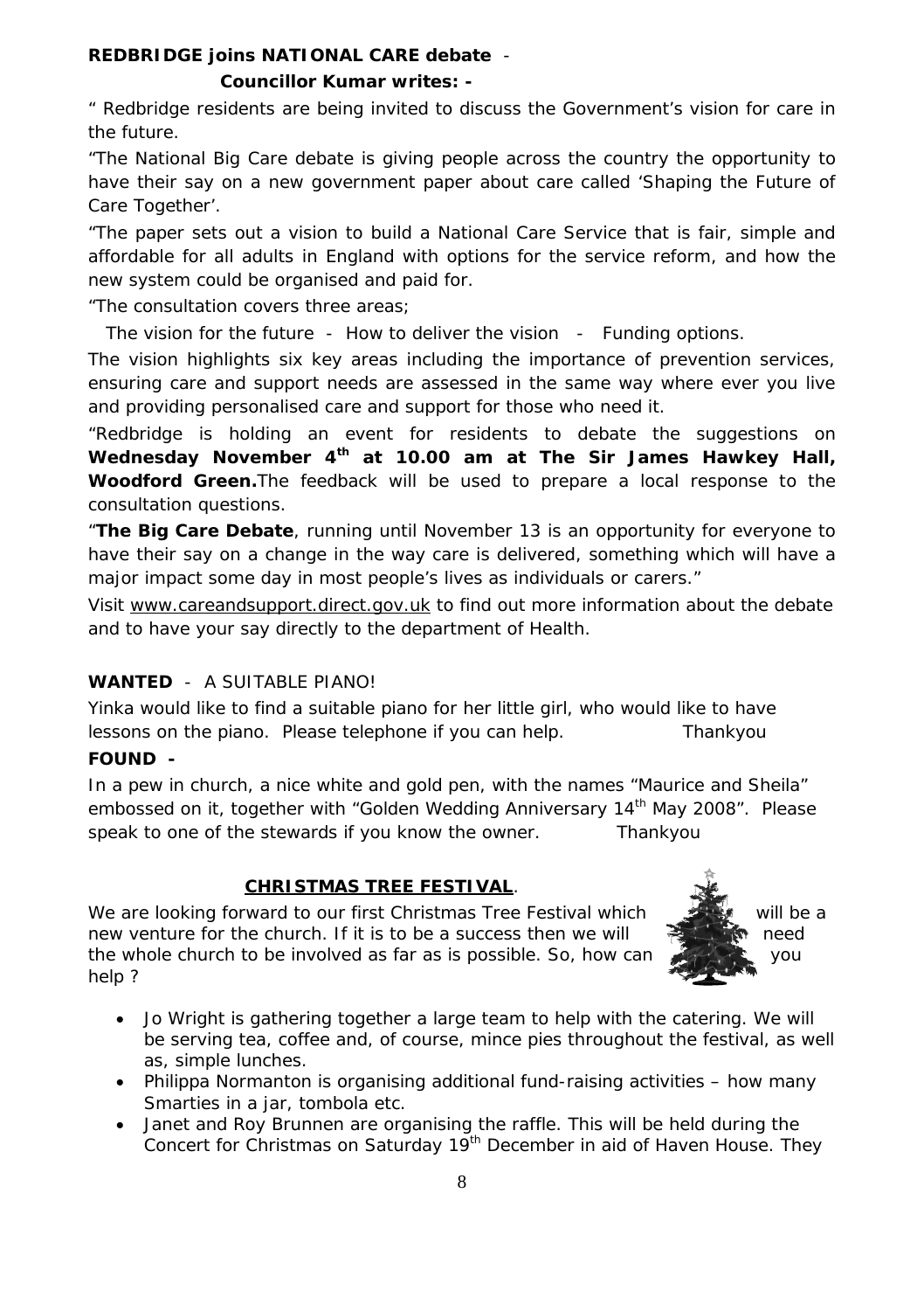**REDBRIDGE joins NATIONAL CARE debate** -

**Councillor Kumar writes: -**

" Redbridge residents are being invited to discuss the Government's vision for care in the future.

"The National Big Care debate is giving people across the country the opportunity to have their say on a new government paper about care called 'Shaping the Future of Care Together'.

"The paper sets out a vision to build a National Care Service that is fair, simple and affordable for all adults in England with options for the service reform, and how the new system could be organised and paid for.

"The consultation covers three areas;

The vision for the future - How to deliver the vision - Funding options.

The vision highlights six key areas including the importance of prevention services, ensuring care and support needs are assessed in the same way where ever you live and providing personalised care and support for those who need it.

"Redbridge is holding an event for residents to debate the suggestions on **Wednesday November 4th at 10.00 am at The Sir James Hawkey Hall, Woodford Green.** The feedback will be used to prepare a local response to the consultation questions.

"**The Big Care Debate**, running until November 13 is an opportunity for everyone to have their say on a change in the way care is delivered, something which will have a major impact some day in most people's lives as individuals or carers."

Visit www.careandsupport.direct.gov.uk to find out more information about the debate and to have your say directly to the department of Health.

**WANTED** - A SUITABLE PIANO!

Yinka would like to find a suitable piano for her little girl, who would like to have lessons on the piano. Please telephone if you can help. Thankyou

**FOUND -**

In a pew in church, a nice white and gold pen, with the names "Maurice and Sheila" embossed on it, together with "Golden Wedding Anniversary 14th May 2008". Please speak to one of the stewards if you know the owner. Thankyou

**CHRISTMAS TREE FESTIVAL**.

We are looking forward to our first Christmas Tree Festival which will be a new venture for the church. If it is to be a success then we will need the whole church to be involved as far as is possible. So, how can you help ?

- Jo Wright is gathering together a large team to help with the catering. We will be serving tea, coffee and, of course, mince pies throughout the festival, as well as, simple lunches.
- Philippa Normanton is organising additional fund-raising activities – how many Smarties in a jar, tombola etc.
- Janet and Roy Brunnen are organising the raffle. This will be held during the Concert for Christmas on Saturday 19th December in aid of Haven House. They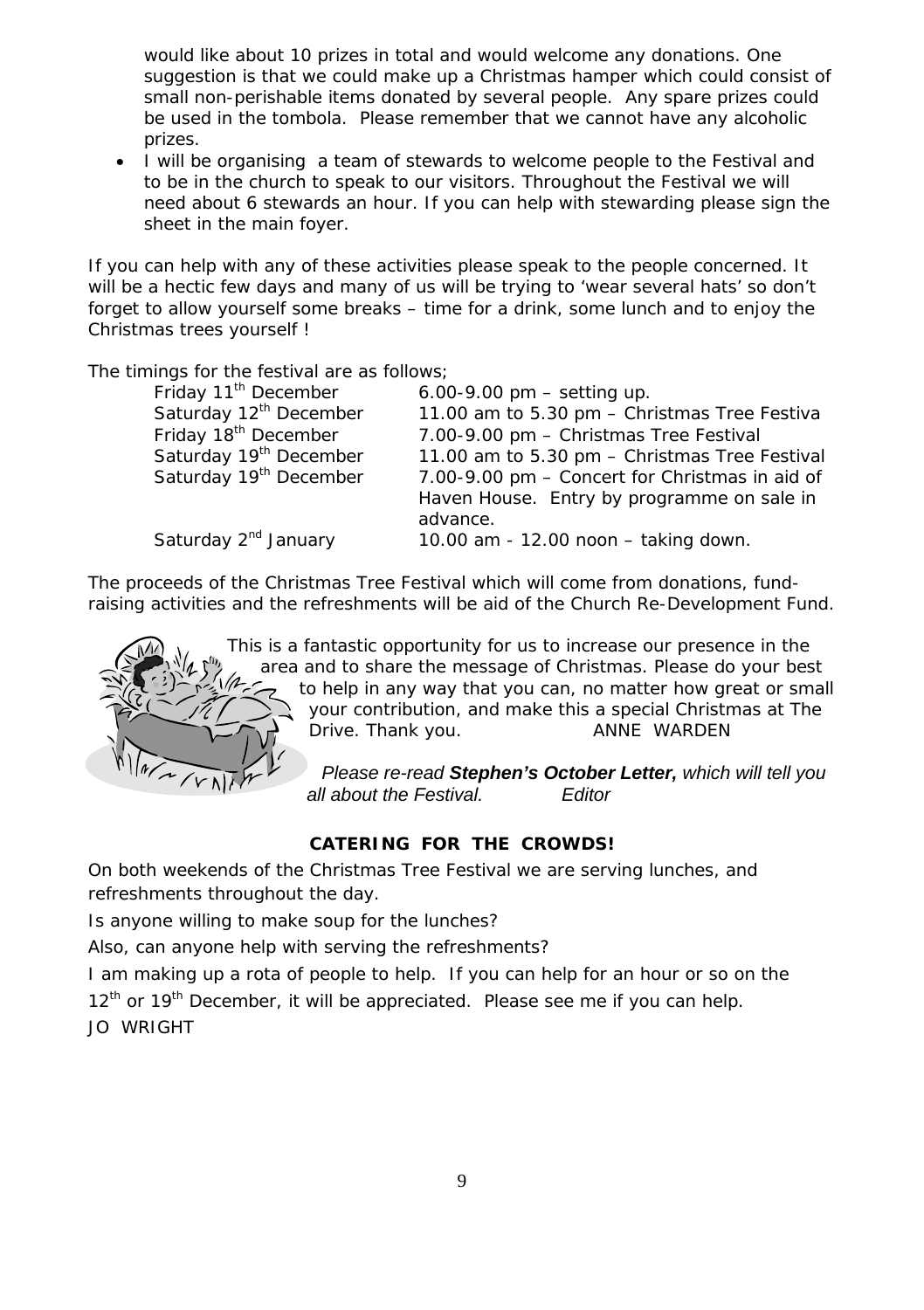would like about 10 prizes in total and would welcome any donations. One suggestion is that we could make up a Christmas hamper which could consist of small non-perishable items donated by several people. Any spare prizes could be used in the tombola. Please remember that we cannot have any alcoholic prizes.

- I will be organising a team of stewards to welcome people to the Festival and to be in the church to speak to our visitors. Throughout the Festival we will need about 6 stewards an hour. If you can help with stewarding please sign the sheet in the main foyer.

If you can help with any of these activities please speak to the people concerned. It will be a hectic few days and many of us will be trying to 'wear several hats' so don't forget to allow yourself some breaks – time for a drink, some lunch and to enjoy the Christmas trees yourself !

The timings for the festival are as follows;

| | |
|---|---|
| Friday 11th December | 6.00-9.00 pm – setting up. |
| Saturday 12th December | 11.00 am to 5.30 pm – Christmas Tree Festiva |
| Friday 18th December | 7.00-9.00 pm – Christmas Tree Festival |
| Saturday 19th December | 11.00 am to 5.30 pm – Christmas Tree Festival |
| Saturday 19th December | 7.00-9.00 pm – Concert for Christmas in aid of Haven House. Entry by programme on sale in advance. |
| Saturday 2nd January | 10.00 am - 12.00 noon – taking down. |

The proceeds of the Christmas Tree Festival which will come from donations, fund-raising activities and the refreshments will be aid of the Church Re-Development Fund.

This is a fantastic opportunity for us to increase our presence in the area and to share the message of Christmas. Please do your best to help in any way that you can, no matter how great or small your contribution, and make this a special Christmas at The Drive. Thank you. ANNE WARDEN

*Please re-read **Stephen's October Letter,** which will tell you all about the Festival. Editor*

**CATERING FOR THE CROWDS!**

On both weekends of the Christmas Tree Festival we are serving lunches, and refreshments throughout the day.

Is anyone willing to make soup for the lunches?

Also, can anyone help with serving the refreshments?

I am making up a rota of people to help. If you can help for an hour or so on the 12th or 19th December, it will be appreciated. Please see me if you can help.

JO WRIGHT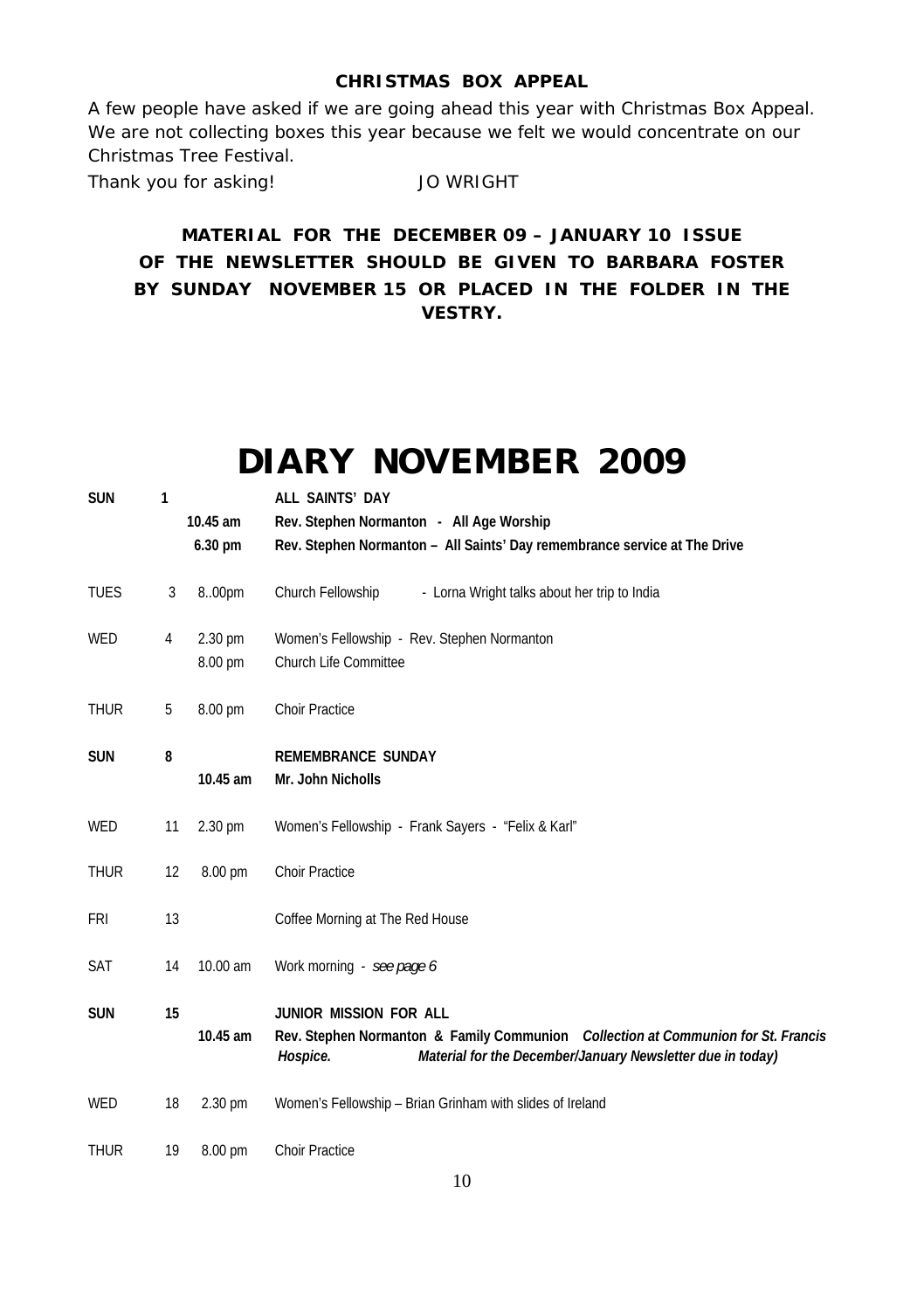**CHRISTMAS BOX APPEAL**

A few people have asked if we are going ahead this year with Christmas Box Appeal. We are not collecting boxes this year because we felt we would concentrate on our Christmas Tree Festival.

Thank you for asking! JO WRIGHT

**MATERIAL FOR THE DECEMBER 09 – JANUARY 10 ISSUE OF THE NEWSLETTER SHOULD BE GIVEN TO BARBARA FOSTER BY SUNDAY NOVEMBER 15 OR PLACED IN THE FOLDER IN THE VESTRY.**

# DIARY NOVEMBER 2009

| | | | |
|---|---|---|---|
| **SUN** | **1** | | **ALL SAINTS' DAY** |
| | | **10.45 am** | **Rev. Stephen Normanton - All Age Worship** |
| | | **6.30 pm** | **Rev. Stephen Normanton – All Saints' Day remembrance service at The Drive** |
| TUES | 3 | 8..00pm | Church Fellowship - Lorna Wright talks about her trip to India |
| WED | 4 | 2.30 pm | Women's Fellowship - Rev. Stephen Normanton |
| | | 8.00 pm | Church Life Committee |
| THUR | 5 | 8.00 pm | Choir Practice |
| **SUN** | **8** | | **REMEMBRANCE SUNDAY** |
| | | **10.45 am** | **Mr. John Nicholls** |
| WED | 11 | 2.30 pm | Women's Fellowship - Frank Sayers - "Felix & Karl" |
| THUR | 12 | 8.00 pm | Choir Practice |
| FRI | 13 | | Coffee Morning at The Red House |
| SAT | 14 | 10.00 am | Work morning - *see page 6* |
| **SUN** | **15** | | **JUNIOR MISSION FOR ALL** |
| | | **10.45 am** | **Rev. Stephen Normanton & Family Communion** ***Collection at Communion for St. Francis Hospice. Material for the December/January Newsletter due in today)*** |
| WED | 18 | 2.30 pm | Women's Fellowship – Brian Grinham with slides of Ireland |
| THUR | 19 | 8.00 pm | Choir Practice |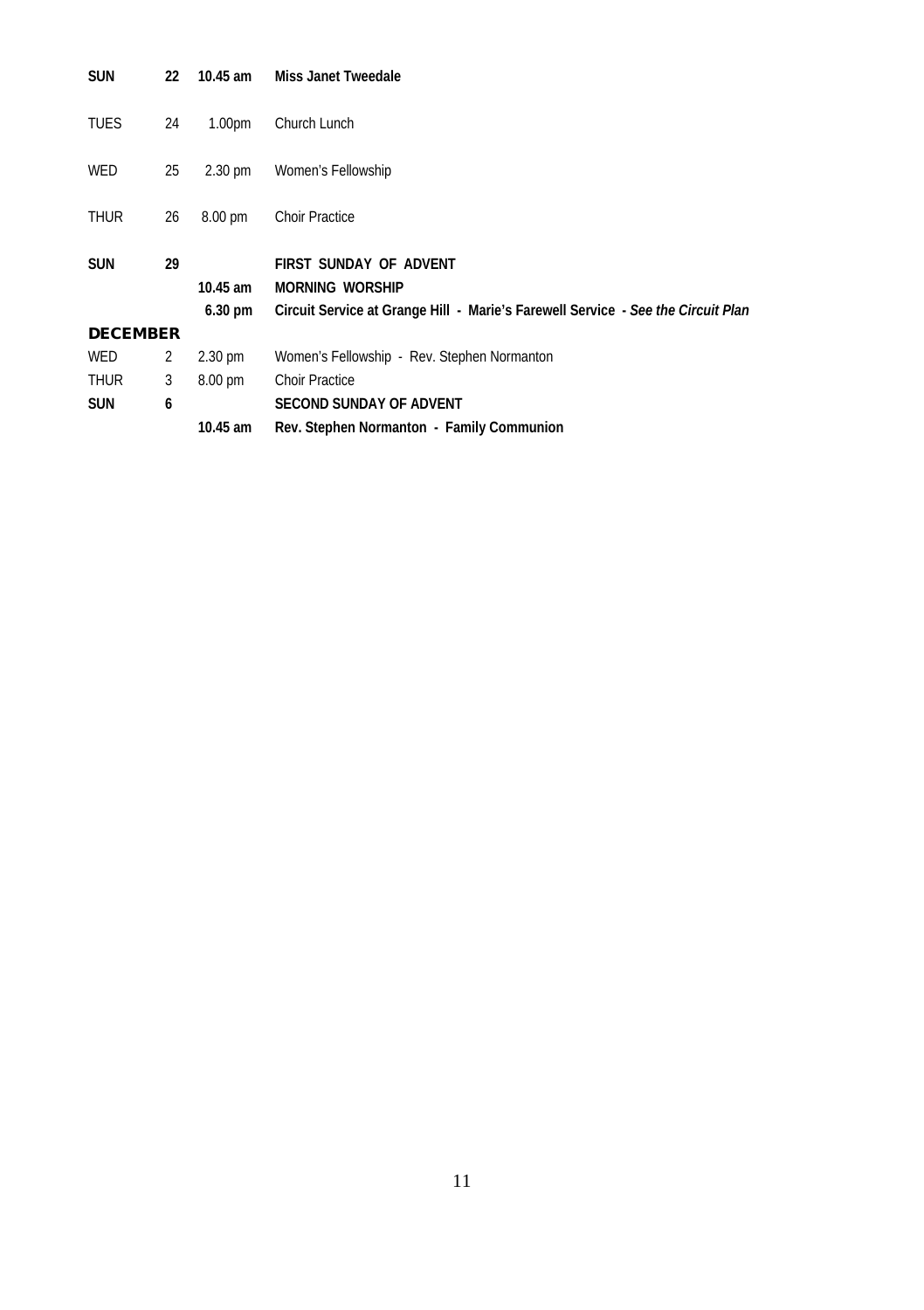| | | | |
|---|---|---|---|
| **SUN** | **22** | **10.45 am** | **Miss Janet Tweedale** |
| TUES | 24 | 1.00pm | Church Lunch |
| WED | 25 | 2.30 pm | Women's Fellowship |
| THUR | 26 | 8.00 pm | Choir Practice |
| **SUN** | **29** | | **FIRST SUNDAY OF ADVENT** |
| | | **10.45 am** | **MORNING WORSHIP** |
| | | **6.30 pm** | **Circuit Service at Grange Hill - Marie's Farewell Service** ***- See the Circuit Plan*** |
| **DECEMBER** | | | |
| WED | 2 | 2.30 pm | Women's Fellowship - Rev. Stephen Normanton |
| THUR | 3 | 8.00 pm | Choir Practice |
| **SUN** | **6** | | **SECOND SUNDAY OF ADVENT** |
| | | **10.45 am** | **Rev. Stephen Normanton - Family Communion** |